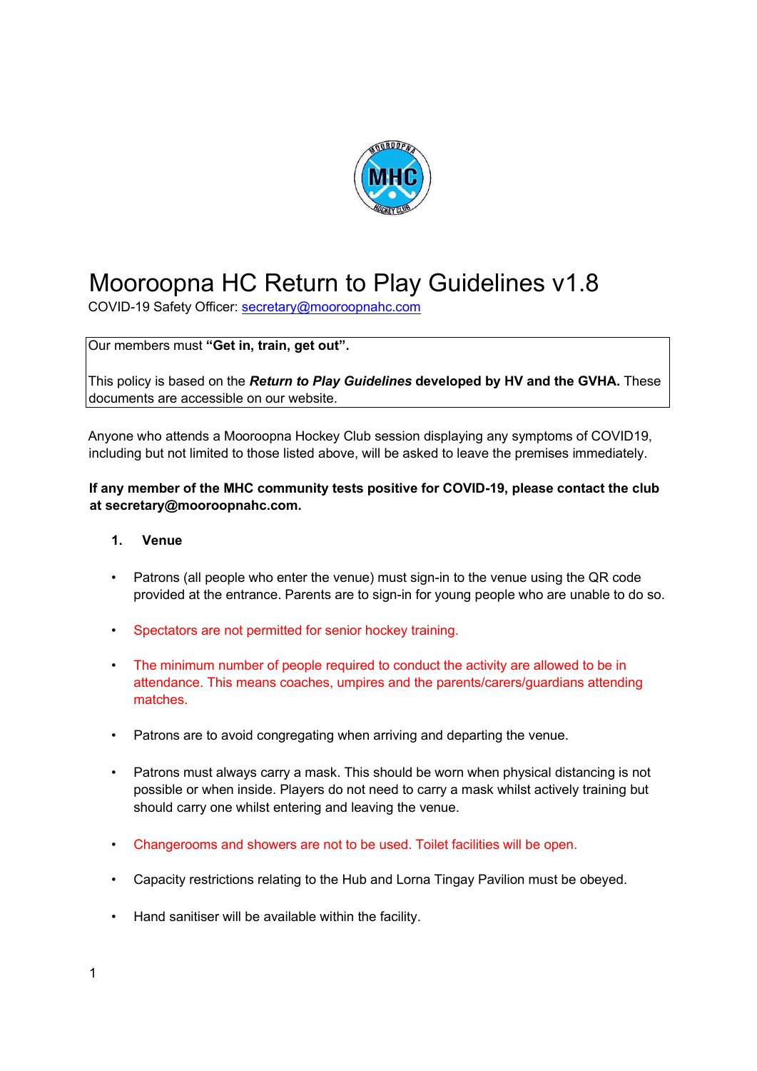# Mooroopna HC Return to Play Guidelines v1.8

COVID-19 Safety Officer: secretary@mooroopnahc.com

Our members must **"Get in, train, get out".**

This policy is based on the ***Return to Play Guidelines*** **developed by HV and the GVHA.** These documents are accessible on our website.

Anyone who attends a Mooroopna Hockey Club session displaying any symptoms of COVID19, including but not limited to those listed above, will be asked to leave the premises immediately.

**If any member of the MHC community tests positive for COVID-19, please contact the club at secretary@mooroopnahc.com.**

## 1. Venue

- Patrons (all people who enter the venue) must sign-in to the venue using the QR code provided at the entrance. Parents are to sign-in for young people who are unable to do so.
- Spectators are not permitted for senior hockey training.
- The minimum number of people required to conduct the activity are allowed to be in attendance. This means coaches, umpires and the parents/carers/guardians attending matches.
- Patrons are to avoid congregating when arriving and departing the venue.
- Patrons must always carry a mask. This should be worn when physical distancing is not possible or when inside. Players do not need to carry a mask whilst actively training but should carry one whilst entering and leaving the venue.
- Changerooms and showers are not to be used. Toilet facilities will be open.
- Capacity restrictions relating to the Hub and Lorna Tingay Pavilion must be obeyed.
- Hand sanitiser will be available within the facility.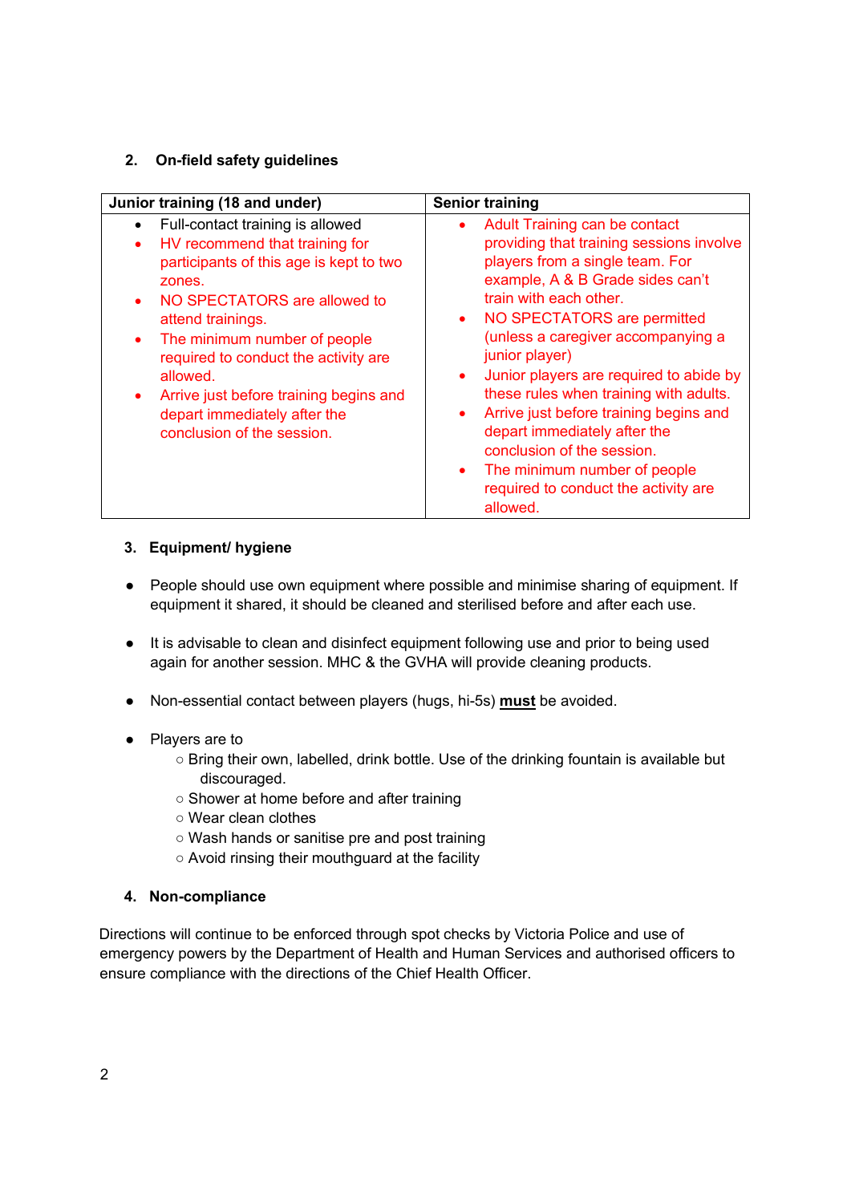## 2. On-field safety guidelines

| Junior training (18 and under) | Senior training |
| --- | --- |
| • Full-contact training is allowed<br>• HV recommend that training for participants of this age is kept to two zones.<br>• NO SPECTATORS are allowed to attend trainings.<br>• The minimum number of people required to conduct the activity are allowed.<br>• Arrive just before training begins and depart immediately after the conclusion of the session. | • Adult Training can be contact providing that training sessions involve players from a single team. For example, A & B Grade sides can't train with each other.<br>• NO SPECTATORS are permitted (unless a caregiver accompanying a junior player)<br>• Junior players are required to abide by these rules when training with adults.<br>• Arrive just before training begins and depart immediately after the conclusion of the session.<br>• The minimum number of people required to conduct the activity are allowed. |

## 3. Equipment/ hygiene

- People should use own equipment where possible and minimise sharing of equipment. If equipment it shared, it should be cleaned and sterilised before and after each use.

- It is advisable to clean and disinfect equipment following use and prior to being used again for another session. MHC & the GVHA will provide cleaning products.

- Non-essential contact between players (hugs, hi-5s) **must** be avoided.

- Players are to
  - Bring their own, labelled, drink bottle. Use of the drinking fountain is available but discouraged.
  - Shower at home before and after training
  - Wear clean clothes
  - Wash hands or sanitise pre and post training
  - Avoid rinsing their mouthguard at the facility

## 4. Non-compliance

Directions will continue to be enforced through spot checks by Victoria Police and use of emergency powers by the Department of Health and Human Services and authorised officers to ensure compliance with the directions of the Chief Health Officer.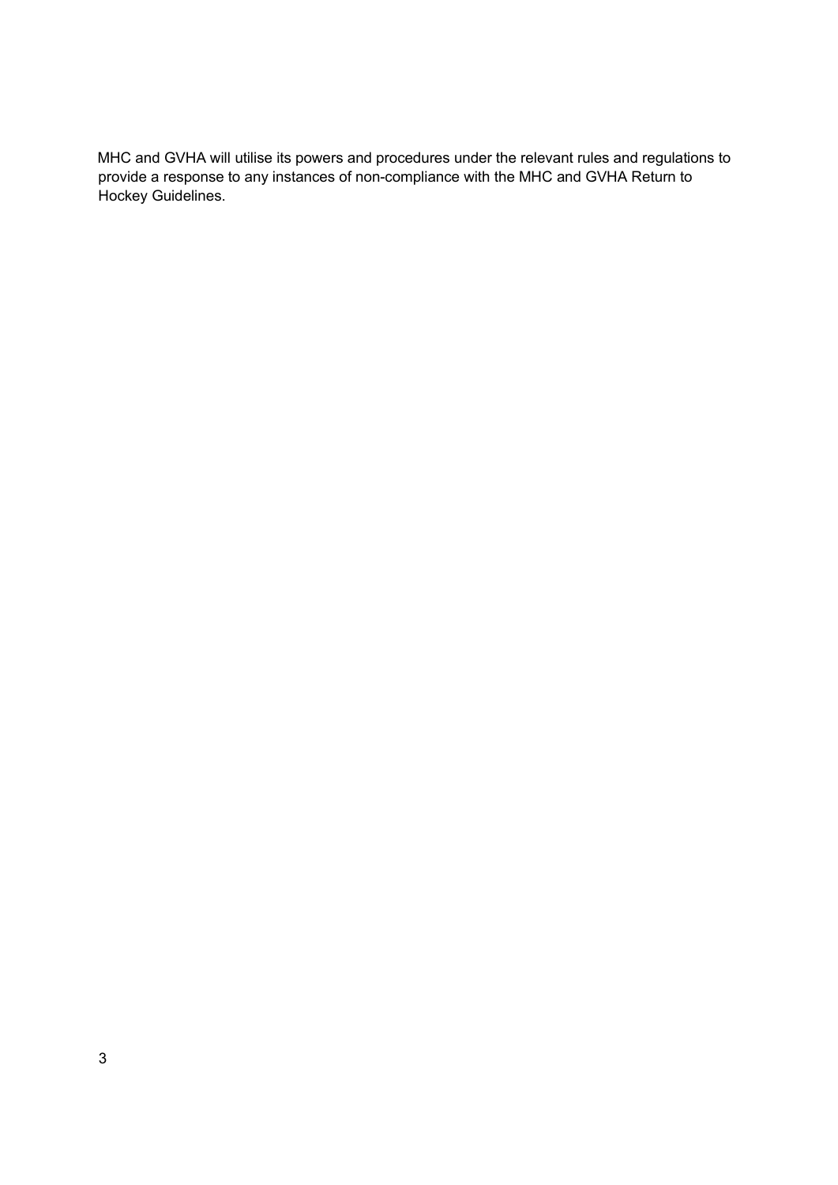MHC and GVHA will utilise its powers and procedures under the relevant rules and regulations to provide a response to any instances of non-compliance with the MHC and GVHA Return to Hockey Guidelines.